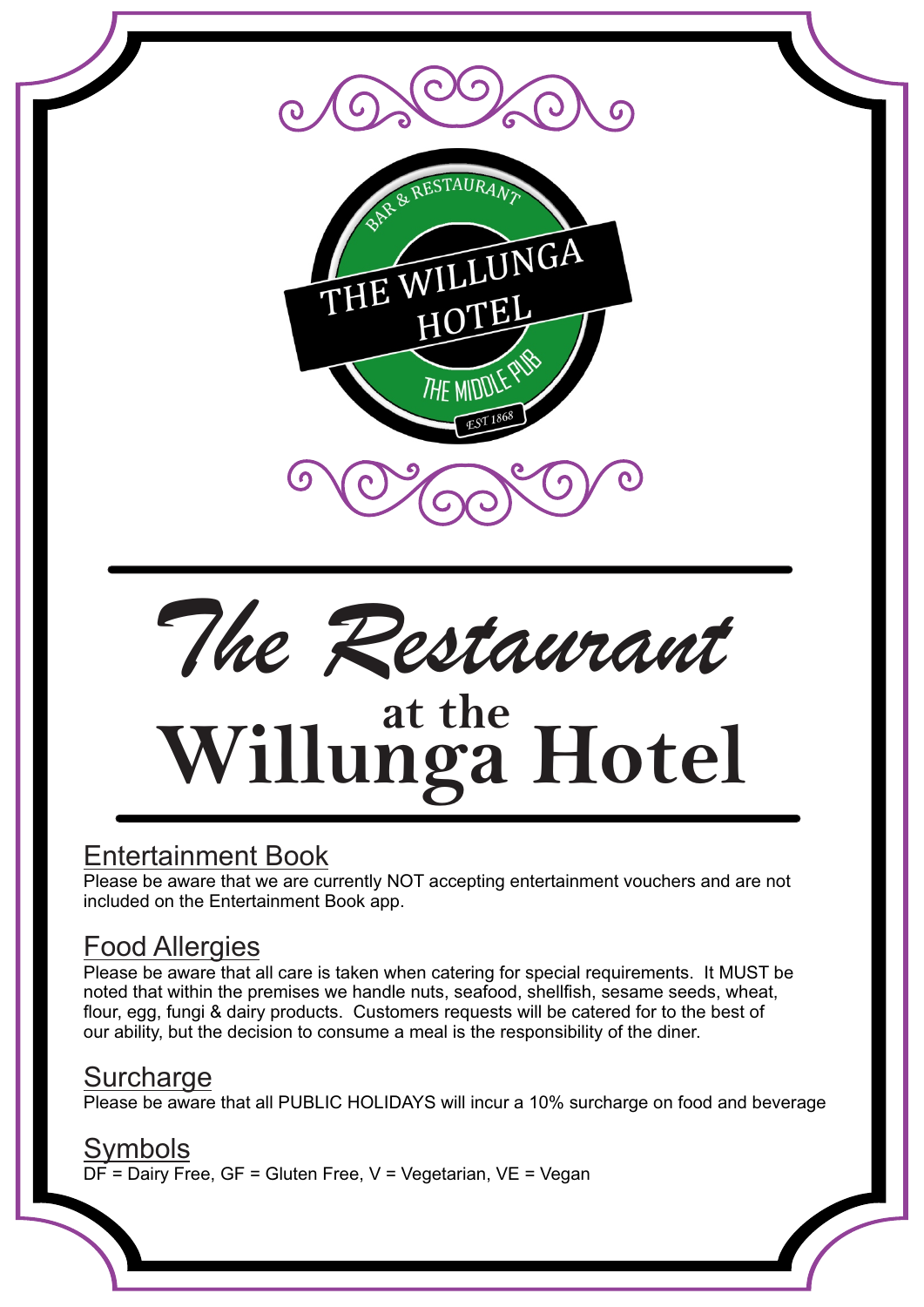THE WILLUNGA HOTEL

BAR & RESTAURANT

THE MIDDLE PUB

EST 1868

# *The Restaurant* at the Willunga Hotel

## Entertainment Book

Please be aware that we are currently NOT accepting entertainment vouchers and are not included on the Entertainment Book app.

## Food Allergies

Please be aware that all care is taken when catering for special requirements. It MUST be noted that within the premises we handle nuts, seafood, shellfish, sesame seeds, wheat, flour, egg, fungi & dairy products. Customers requests will be catered for to the best of our ability, but the decision to consume a meal is the responsibility of the diner.

## Surcharge

Please be aware that all PUBLIC HOLIDAYS will incur a 10% surcharge on food and beverage

## Symbols

DF = Dairy Free, GF = Gluten Free, V = Vegetarian, VE = Vegan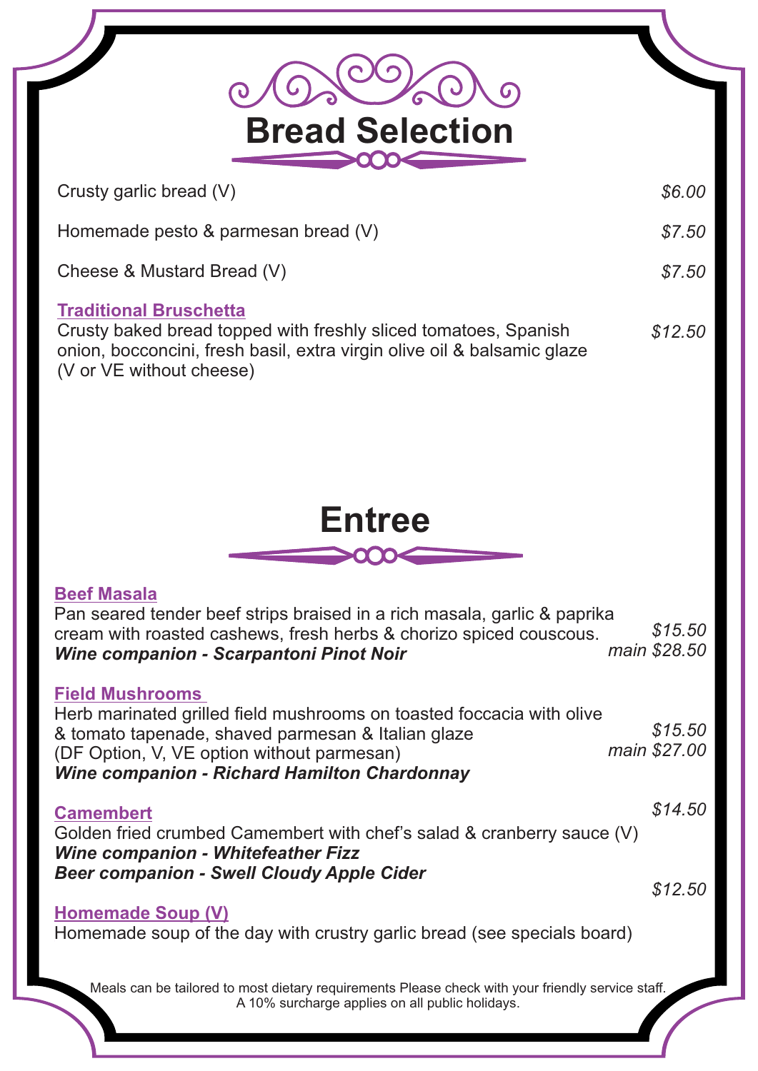# Bread Selection

Crusty garlic bread (V) *$6.00*

Homemade pesto & parmesan bread (V) *$7.50*

Cheese & Mustard Bread (V) *$7.50*

**Traditional Bruschetta**
Crusty baked bread topped with freshly sliced tomatoes, Spanish onion, bocconcini, fresh basil, extra virgin olive oil & balsamic glaze (V or VE without cheese) *$12.50*

# Entree

**Beef Masala**
Pan seared tender beef strips braised in a rich masala, garlic & paprika cream with roasted cashews, fresh herbs & chorizo spiced couscous.
***Wine companion - Scarpantoni Pinot Noir***
*$15.50*
*main $28.50*

**Field Mushrooms**
Herb marinated grilled field mushrooms on toasted foccacia with olive & tomato tapenade, shaved parmesan & Italian glaze
(DF Option, V, VE option without parmesan)
***Wine companion - Richard Hamilton Chardonnay***
*$15.50*
*main $27.00*

**Camembert** *$14.50*
Golden fried crumbed Camembert with chef's salad & cranberry sauce (V)
***Wine companion - Whitefeather Fizz***
***Beer companion - Swell Cloudy Apple Cider***

**Homemade Soup (V)** *$12.50*
Homemade soup of the day with crustry garlic bread (see specials board)

Meals can be tailored to most dietary requirements Please check with your friendly service staff.
A 10% surcharge applies on all public holidays.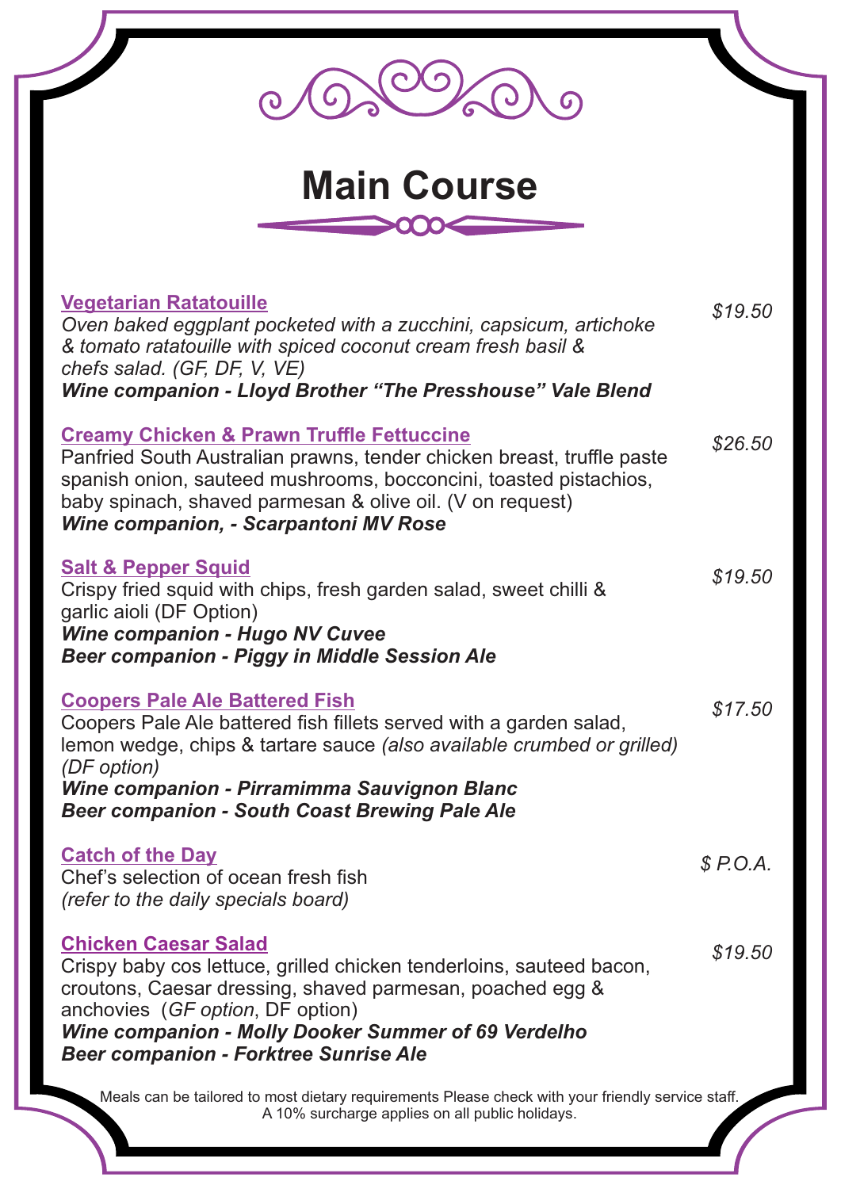# Main Course

**Vegetarian Ratatouille** — *$19.50*

*Oven baked eggplant pocketed with a zucchini, capsicum, artichoke & tomato ratatouille with spiced coconut cream fresh basil & chefs salad. (GF, DF, V, VE)*

***Wine companion - Lloyd Brother "The Presshouse" Vale Blend***

**Creamy Chicken & Prawn Truffle Fettuccine** — *$26.50*

Panfried South Australian prawns, tender chicken breast, truffle paste spanish onion, sauteed mushrooms, bocconcini, toasted pistachios, baby spinach, shaved parmesan & olive oil. (V on request)

***Wine companion, - Scarpantoni MV Rose***

**Salt & Pepper Squid** — *$19.50*

Crispy fried squid with chips, fresh garden salad, sweet chilli & garlic aioli (DF Option)

***Wine companion - Hugo NV Cuvee***

***Beer companion - Piggy in Middle Session Ale***

**Coopers Pale Ale Battered Fish** — *$17.50*

Coopers Pale Ale battered fish fillets served with a garden salad, lemon wedge, chips & tartare sauce *(also available crumbed or grilled) (DF option)*

***Wine companion - Pirramimma Sauvignon Blanc***

***Beer companion - South Coast Brewing Pale Ale***

**Catch of the Day** — *$ P.O.A.*

Chef's selection of ocean fresh fish

*(refer to the daily specials board)*

**Chicken Caesar Salad** — *$19.50*

Crispy baby cos lettuce, grilled chicken tenderloins, sauteed bacon, croutons, Caesar dressing, shaved parmesan, poached egg & anchovies (*GF option*, DF option)

***Wine companion - Molly Dooker Summer of 69 Verdelho***

***Beer companion - Forktree Sunrise Ale***

Meals can be tailored to most dietary requirements Please check with your friendly service staff.
A 10% surcharge applies on all public holidays.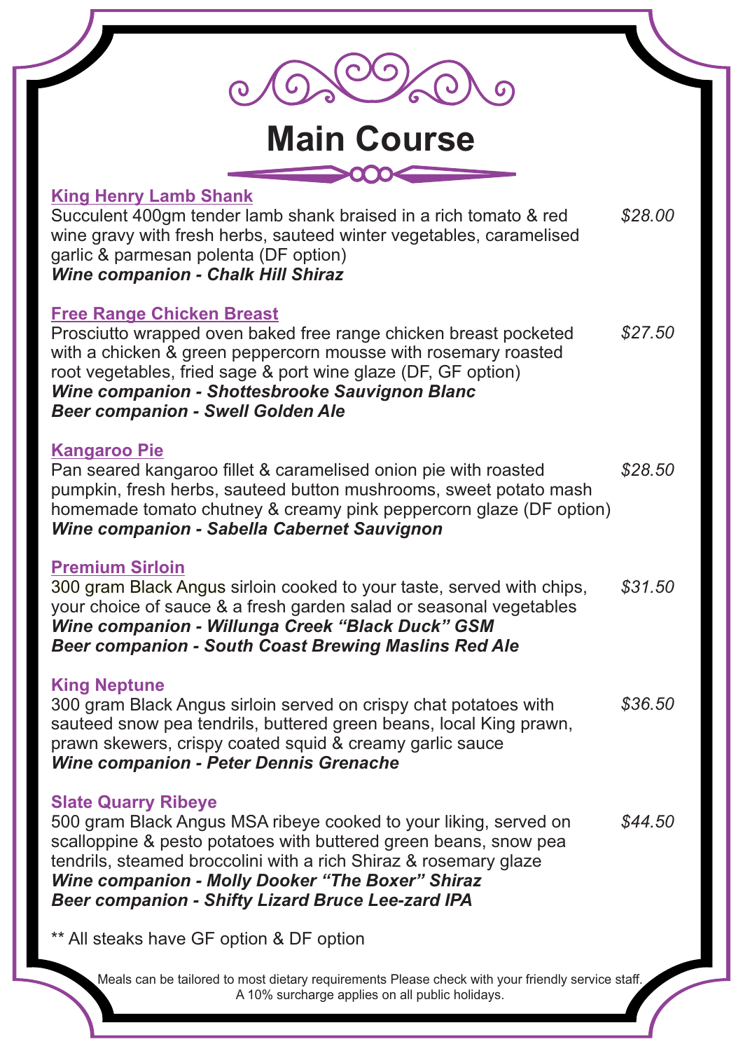# Main Course

## King Henry Lamb Shank

Succulent 400gm tender lamb shank braised in a rich tomato & red wine gravy with fresh herbs, sauteed winter vegetables, caramelised garlic & parmesan polenta (DF option) *$28.00*

***Wine companion - Chalk Hill Shiraz***

## Free Range Chicken Breast

Prosciutto wrapped oven baked free range chicken breast pocketed with a chicken & green peppercorn mousse with rosemary roasted root vegetables, fried sage & port wine glaze (DF, GF option) *$27.50*

***Wine companion - Shottesbrooke Sauvignon Blanc***
***Beer companion - Swell Golden Ale***

## Kangaroo Pie

Pan seared kangaroo fillet & caramelised onion pie with roasted pumpkin, fresh herbs, sauteed button mushrooms, sweet potato mash homemade tomato chutney & creamy pink peppercorn glaze (DF option) *$28.50*

***Wine companion - Sabella Cabernet Sauvignon***

## Premium Sirloin

300 gram Black Angus sirloin cooked to your taste, served with chips, your choice of sauce & a fresh garden salad or seasonal vegetables *$31.50*

***Wine companion - Willunga Creek "Black Duck" GSM***
***Beer companion - South Coast Brewing Maslins Red Ale***

## King Neptune

300 gram Black Angus sirloin served on crispy chat potatoes with sauteed snow pea tendrils, buttered green beans, local King prawn, prawn skewers, crispy coated squid & creamy garlic sauce *$36.50*

***Wine companion - Peter Dennis Grenache***

## Slate Quarry Ribeye

500 gram Black Angus MSA ribeye cooked to your liking, served on scalloppine & pesto potatoes with buttered green beans, snow pea tendrils, steamed broccolini with a rich Shiraz & rosemary glaze *$44.50*

***Wine companion - Molly Dooker "The Boxer" Shiraz***
***Beer companion - Shifty Lizard Bruce Lee-zard IPA***

** All steaks have GF option & DF option

Meals can be tailored to most dietary requirements Please check with your friendly service staff.
A 10% surcharge applies on all public holidays.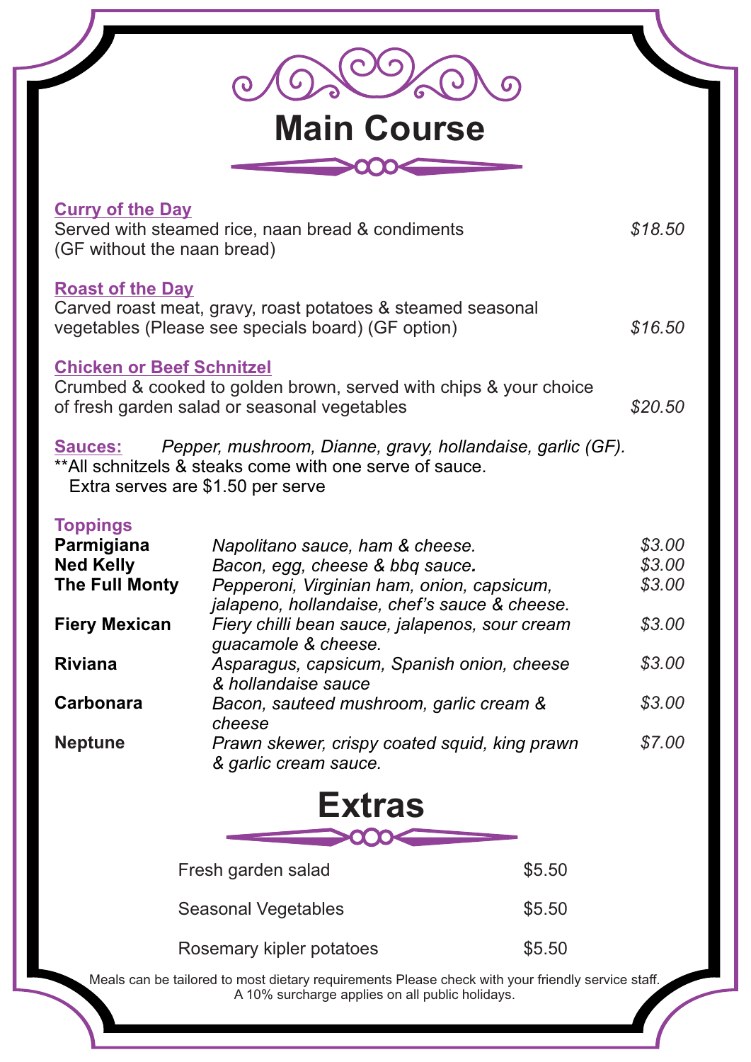# Main Course

**Curry of the Day**
Served with steamed rice, naan bread & condiments (GF without the naan bread) — *$18.50*

**Roast of the Day**
Carved roast meat, gravy, roast potatoes & steamed seasonal vegetables (Please see specials board) (GF option) — *$16.50*

**Chicken or Beef Schnitzel**
Crumbed & cooked to golden brown, served with chips & your choice of fresh garden salad or seasonal vegetables — *$20.50*

**Sauces:** *Pepper, mushroom, Dianne, gravy, hollandaise, garlic (GF).*
**All schnitzels & steaks come with one serve of sauce.
Extra serves are $1.50 per serve

## Toppings

| | | |
|---|---|---|
| **Parmigiana** | *Napolitano sauce, ham & cheese.* | *$3.00* |
| **Ned Kelly** | *Bacon, egg, cheese & bbq sauce.* | *$3.00* |
| **The Full Monty** | *Pepperoni, Virginian ham, onion, capsicum, jalapeno, hollandaise, chef's sauce & cheese.* | *$3.00* |
| **Fiery Mexican** | *Fiery chilli bean sauce, jalapenos, sour cream guacamole & cheese.* | *$3.00* |
| **Riviana** | *Asparagus, capsicum, Spanish onion, cheese & hollandaise sauce* | *$3.00* |
| **Carbonara** | *Bacon, sauteed mushroom, garlic cream & cheese* | *$3.00* |
| **Neptune** | *Prawn skewer, crispy coated squid, king prawn & garlic cream sauce.* | *$7.00* |

# Extras

| | |
|---|---|
| Fresh garden salad | $5.50 |
| Seasonal Vegetables | $5.50 |
| Rosemary kipler potatoes | $5.50 |

Meals can be tailored to most dietary requirements Please check with your friendly service staff.
A 10% surcharge applies on all public holidays.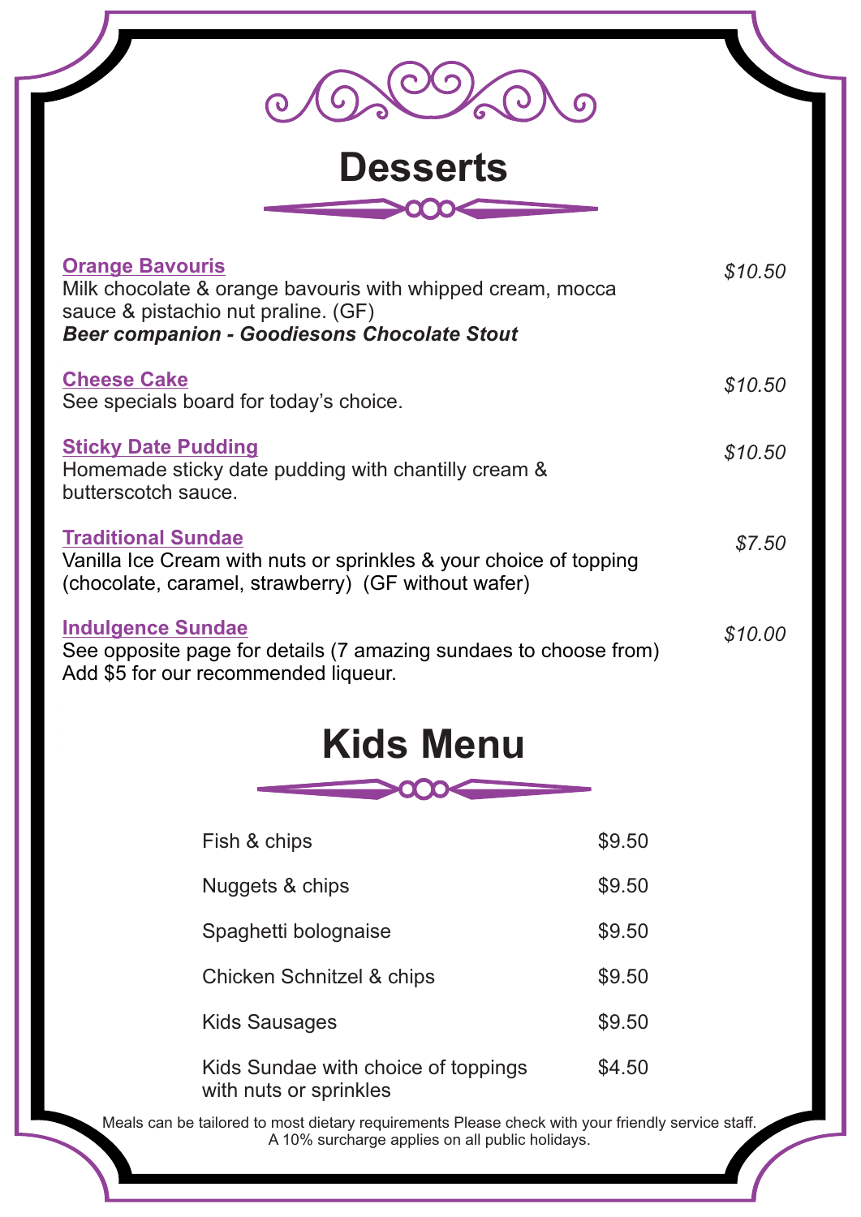# Desserts

**Orange Bavouris** — *$10.50*
Milk chocolate & orange bavouris with whipped cream, mocca sauce & pistachio nut praline. (GF)
***Beer companion - Goodiesons Chocolate Stout***

**Cheese Cake** — *$10.50*
See specials board for today's choice.

**Sticky Date Pudding** — *$10.50*
Homemade sticky date pudding with chantilly cream & butterscotch sauce.

**Traditional Sundae** — *$7.50*
Vanilla Ice Cream with nuts or sprinkles & your choice of topping (chocolate, caramel, strawberry) (GF without wafer)

**Indulgence Sundae** — *$10.00*
See opposite page for details (7 amazing sundaes to choose from)
Add $5 for our recommended liqueur.

# Kids Menu

| | |
|---|---|
| Fish & chips | $9.50 |
| Nuggets & chips | $9.50 |
| Spaghetti bolognaise | $9.50 |
| Chicken Schnitzel & chips | $9.50 |
| Kids Sausages | $9.50 |
| Kids Sundae with choice of toppings with nuts or sprinkles | $4.50 |

Meals can be tailored to most dietary requirements Please check with your friendly service staff.
A 10% surcharge applies on all public holidays.